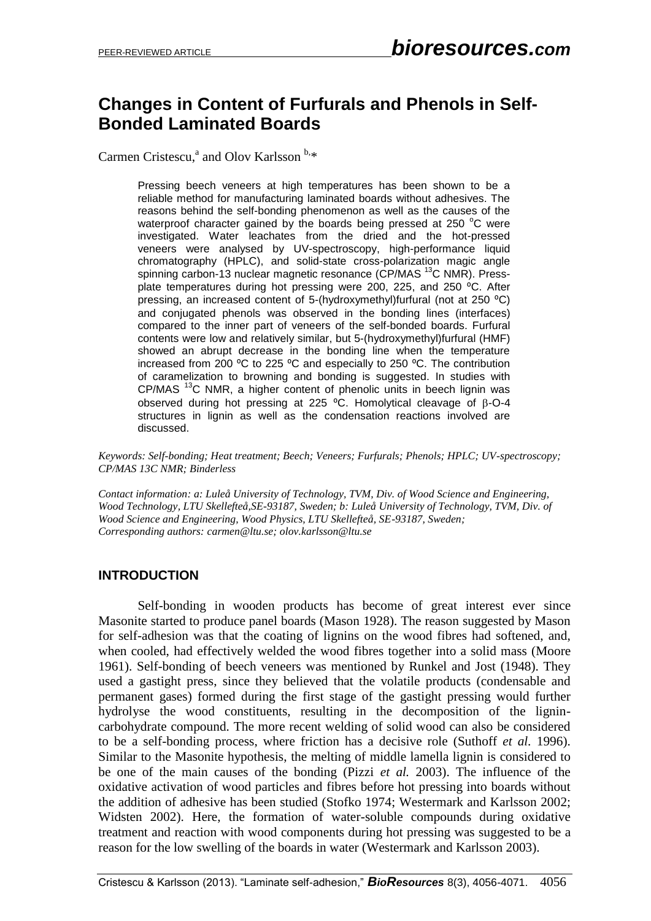# Changes in Content of Furfurals and Phenols in Self-Bonded Laminated Boards

Carmen Cristescu,[a] and Olov Karlsson [b,*]

Pressing beech veneers at high temperatures has been shown to be a reliable method for manufacturing laminated boards without adhesives. The reasons behind the self-bonding phenomenon as well as the causes of the waterproof character gained by the boards being pressed at 250 °C were investigated. Water leachates from the dried and the hot-pressed veneers were analysed by UV-spectroscopy, high-performance liquid chromatography (HPLC), and solid-state cross-polarization magic angle spinning carbon-13 nuclear magnetic resonance (CP/MAS $^{13}C$ NMR). Press-plate temperatures during hot pressing were 200, 225, and 250 ºC. After pressing, an increased content of 5-(hydroxymethyl)furfural (not at 250 ºC) and conjugated phenols was observed in the bonding lines (interfaces) compared to the inner part of veneers of the self-bonded boards. Furfural contents were low and relatively similar, but 5-(hydroxymethyl)furfural (HMF) showed an abrupt decrease in the bonding line when the temperature increased from 200 ºC to 225 ºC and especially to 250 ºC. The contribution of caramelization to browning and bonding is suggested. In studies with CP/MAS $^{13}C$ NMR, a higher content of phenolic units in beech lignin was observed during hot pressing at 225 ºC. Homolytical cleavage of β-O-4 structures in lignin as well as the condensation reactions involved are discussed.

*Keywords: Self-bonding; Heat treatment; Beech; Veneers; Furfurals; Phenols; HPLC; UV-spectroscopy; CP/MAS 13C NMR; Binderless*

*Contact information: a: Luleå University of Technology, TVM, Div. of Wood Science and Engineering, Wood Technology, LTU Skellefteå,SE-93187, Sweden; b: Luleå University of Technology, TVM, Div. of Wood Science and Engineering, Wood Physics, LTU Skellefteå, SE-93187, Sweden; Corresponding authors: carmen@ltu.se; olov.karlsson@ltu.se*

## INTRODUCTION

Self-bonding in wooden products has become of great interest ever since Masonite started to produce panel boards (Mason 1928). The reason suggested by Mason for self-adhesion was that the coating of lignins on the wood fibres had softened, and, when cooled, had effectively welded the wood fibres together into a solid mass (Moore 1961). Self-bonding of beech veneers was mentioned by Runkel and Jost (1948). They used a gastight press, since they believed that the volatile products (condensable and permanent gases) formed during the first stage of the gastight pressing would further hydrolyse the wood constituents, resulting in the decomposition of the lignin-carbohydrate compound. The more recent welding of solid wood can also be considered to be a self-bonding process, where friction has a decisive role (Suthoff *et al.* 1996). Similar to the Masonite hypothesis, the melting of middle lamella lignin is considered to be one of the main causes of the bonding (Pizzi *et al.* 2003). The influence of the oxidative activation of wood particles and fibres before hot pressing into boards without the addition of adhesive has been studied (Stofko 1974; Westermark and Karlsson 2002; Widsten 2002). Here, the formation of water-soluble compounds during oxidative treatment and reaction with wood components during hot pressing was suggested to be a reason for the low swelling of the boards in water (Westermark and Karlsson 2003).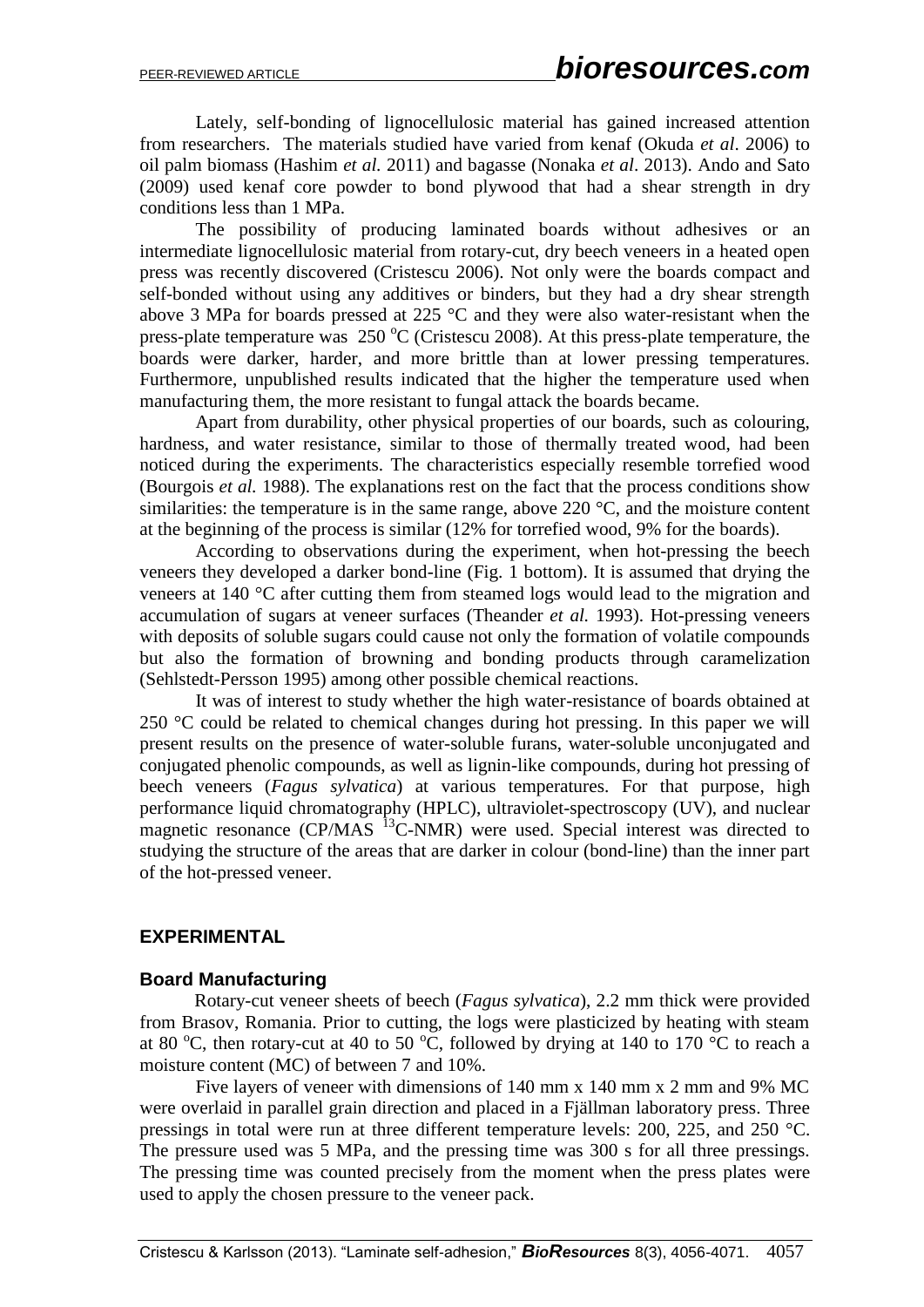Lately, self-bonding of lignocellulosic material has gained increased attention from researchers. The materials studied have varied from kenaf (Okuda *et al*. 2006) to oil palm biomass (Hashim *et al.* 2011) and bagasse (Nonaka *et al*. 2013). Ando and Sato (2009) used kenaf core powder to bond plywood that had a shear strength in dry conditions less than 1 MPa.

The possibility of producing laminated boards without adhesives or an intermediate lignocellulosic material from rotary-cut, dry beech veneers in a heated open press was recently discovered (Cristescu 2006). Not only were the boards compact and self-bonded without using any additives or binders, but they had a dry shear strength above 3 MPa for boards pressed at 225 °C and they were also water-resistant when the press-plate temperature was 250 °C (Cristescu 2008). At this press-plate temperature, the boards were darker, harder, and more brittle than at lower pressing temperatures. Furthermore, unpublished results indicated that the higher the temperature used when manufacturing them, the more resistant to fungal attack the boards became.

Apart from durability, other physical properties of our boards, such as colouring, hardness, and water resistance, similar to those of thermally treated wood, had been noticed during the experiments. The characteristics especially resemble torrefied wood (Bourgois *et al.* 1988). The explanations rest on the fact that the process conditions show similarities: the temperature is in the same range, above 220 °C, and the moisture content at the beginning of the process is similar (12% for torrefied wood, 9% for the boards).

According to observations during the experiment, when hot-pressing the beech veneers they developed a darker bond-line (Fig. 1 bottom). It is assumed that drying the veneers at 140 °C after cutting them from steamed logs would lead to the migration and accumulation of sugars at veneer surfaces (Theander *et al.* 1993). Hot-pressing veneers with deposits of soluble sugars could cause not only the formation of volatile compounds but also the formation of browning and bonding products through caramelization (Sehlstedt-Persson 1995) among other possible chemical reactions.

It was of interest to study whether the high water-resistance of boards obtained at 250 °C could be related to chemical changes during hot pressing. In this paper we will present results on the presence of water-soluble furans, water-soluble unconjugated and conjugated phenolic compounds, as well as lignin-like compounds, during hot pressing of beech veneers (*Fagus sylvatica*) at various temperatures. For that purpose, high performance liquid chromatography (HPLC), ultraviolet-spectroscopy (UV), and nuclear magnetic resonance (CP/MAS $^{13}$C-NMR) were used. Special interest was directed to studying the structure of the areas that are darker in colour (bond-line) than the inner part of the hot-pressed veneer.

## EXPERIMENTAL

### Board Manufacturing

Rotary-cut veneer sheets of beech (*Fagus sylvatica*), 2.2 mm thick were provided from Brasov, Romania. Prior to cutting, the logs were plasticized by heating with steam at 80 °C, then rotary-cut at 40 to 50 °C, followed by drying at 140 to 170 °C to reach a moisture content (MC) of between 7 and 10%.

Five layers of veneer with dimensions of 140 mm x 140 mm x 2 mm and 9% MC were overlaid in parallel grain direction and placed in a Fjällman laboratory press. Three pressings in total were run at three different temperature levels: 200, 225, and 250 °C. The pressure used was 5 MPa, and the pressing time was 300 s for all three pressings. The pressing time was counted precisely from the moment when the press plates were used to apply the chosen pressure to the veneer pack.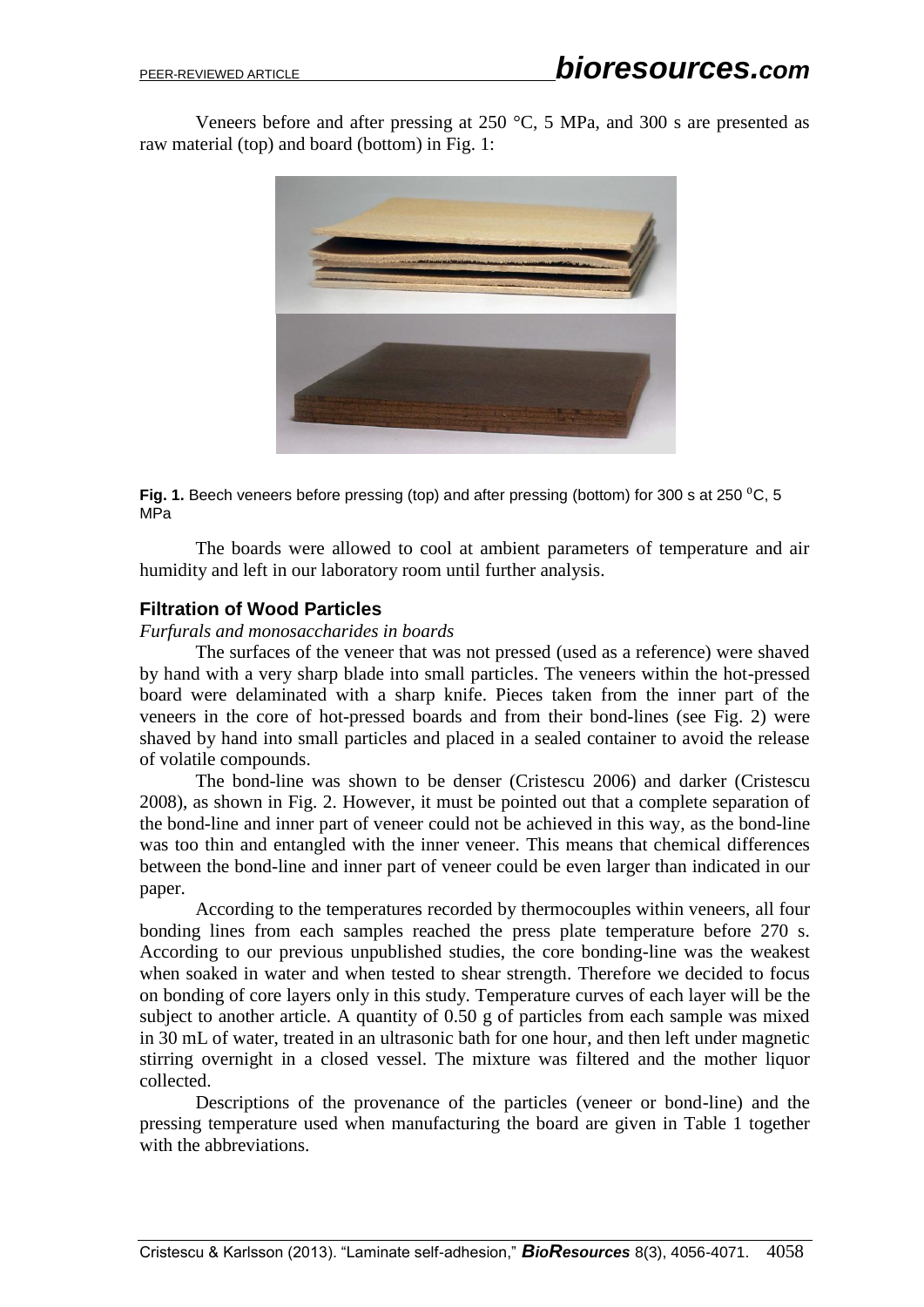Veneers before and after pressing at 250 °C, 5 MPa, and 300 s are presented as raw material (top) and board (bottom) in Fig. 1:

**Fig. 1.** Beech veneers before pressing (top) and after pressing (bottom) for 300 s at 250 $^0$C, 5 MPa

The boards were allowed to cool at ambient parameters of temperature and air humidity and left in our laboratory room until further analysis.

## Filtration of Wood Particles

*Furfurals and monosaccharides in boards*

The surfaces of the veneer that was not pressed (used as a reference) were shaved by hand with a very sharp blade into small particles. The veneers within the hot-pressed board were delaminated with a sharp knife. Pieces taken from the inner part of the veneers in the core of hot-pressed boards and from their bond-lines (see Fig. 2) were shaved by hand into small particles and placed in a sealed container to avoid the release of volatile compounds.

The bond-line was shown to be denser (Cristescu 2006) and darker (Cristescu 2008), as shown in Fig. 2. However, it must be pointed out that a complete separation of the bond-line and inner part of veneer could not be achieved in this way, as the bond-line was too thin and entangled with the inner veneer. This means that chemical differences between the bond-line and inner part of veneer could be even larger than indicated in our paper.

According to the temperatures recorded by thermocouples within veneers, all four bonding lines from each samples reached the press plate temperature before 270 s. According to our previous unpublished studies, the core bonding-line was the weakest when soaked in water and when tested to shear strength. Therefore we decided to focus on bonding of core layers only in this study. Temperature curves of each layer will be the subject to another article. A quantity of 0.50 g of particles from each sample was mixed in 30 mL of water, treated in an ultrasonic bath for one hour, and then left under magnetic stirring overnight in a closed vessel. The mixture was filtered and the mother liquor collected.

Descriptions of the provenance of the particles (veneer or bond-line) and the pressing temperature used when manufacturing the board are given in Table 1 together with the abbreviations.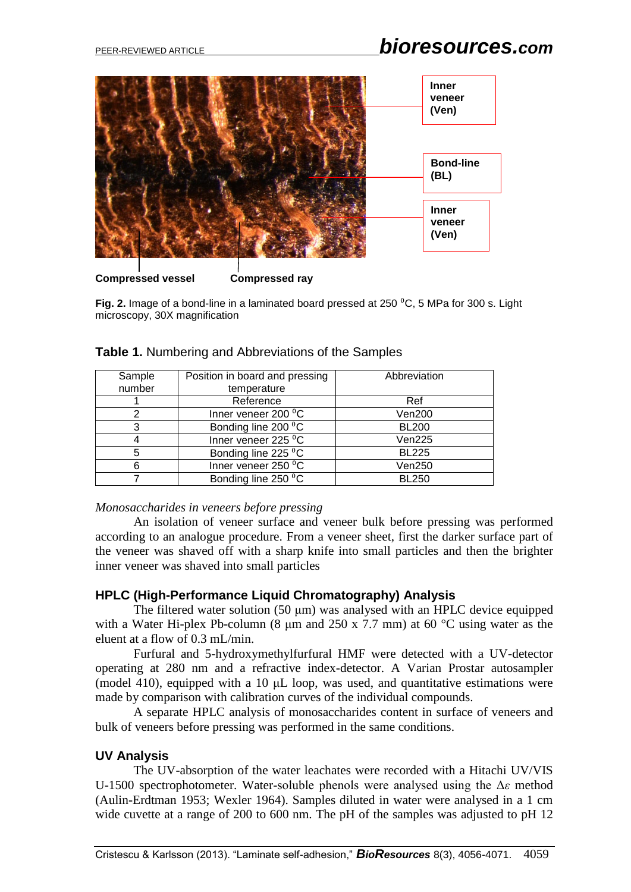Inner veneer (Ven)

Bond-line (BL)

Inner veneer (Ven)

Compressed vessel

Compressed ray

**Fig. 2.** Image of a bond-line in a laminated board pressed at 250 °C, 5 MPa for 300 s. Light microscopy, 30X magnification

**Table 1.** Numbering and Abbreviations of the Samples

| Sample number | Position in board and pressing temperature | Abbreviation |
|---|---|---|
| 1 | Reference | Ref |
| 2 | Inner veneer 200 °C | Ven200 |
| 3 | Bonding line 200 °C | BL200 |
| 4 | Inner veneer 225 °C | Ven225 |
| 5 | Bonding line 225 °C | BL225 |
| 6 | Inner veneer 250 °C | Ven250 |
| 7 | Bonding line 250 °C | BL250 |

*Monosaccharides in veneers before pressing*

An isolation of veneer surface and veneer bulk before pressing was performed according to an analogue procedure. From a veneer sheet, first the darker surface part of the veneer was shaved off with a sharp knife into small particles and then the brighter inner veneer was shaved into small particles

## HPLC (High-Performance Liquid Chromatography) Analysis

The filtered water solution (50 μm) was analysed with an HPLC device equipped with a Water Hi-plex Pb-column (8 μm and 250 x 7.7 mm) at 60 °C using water as the eluent at a flow of 0.3 mL/min.

Furfural and 5-hydroxymethylfurfural HMF were detected with a UV-detector operating at 280 nm and a refractive index-detector. A Varian Prostar autosampler (model 410), equipped with a 10 μL loop, was used, and quantitative estimations were made by comparison with calibration curves of the individual compounds.

A separate HPLC analysis of monosaccharides content in surface of veneers and bulk of veneers before pressing was performed in the same conditions.

## UV Analysis

The UV-absorption of the water leachates were recorded with a Hitachi UV/VIS U-1500 spectrophotometer. Water-soluble phenols were analysed using the $\Delta\varepsilon$ method (Aulin-Erdtman 1953; Wexler 1964). Samples diluted in water were analysed in a 1 cm wide cuvette at a range of 200 to 600 nm. The pH of the samples was adjusted to pH 12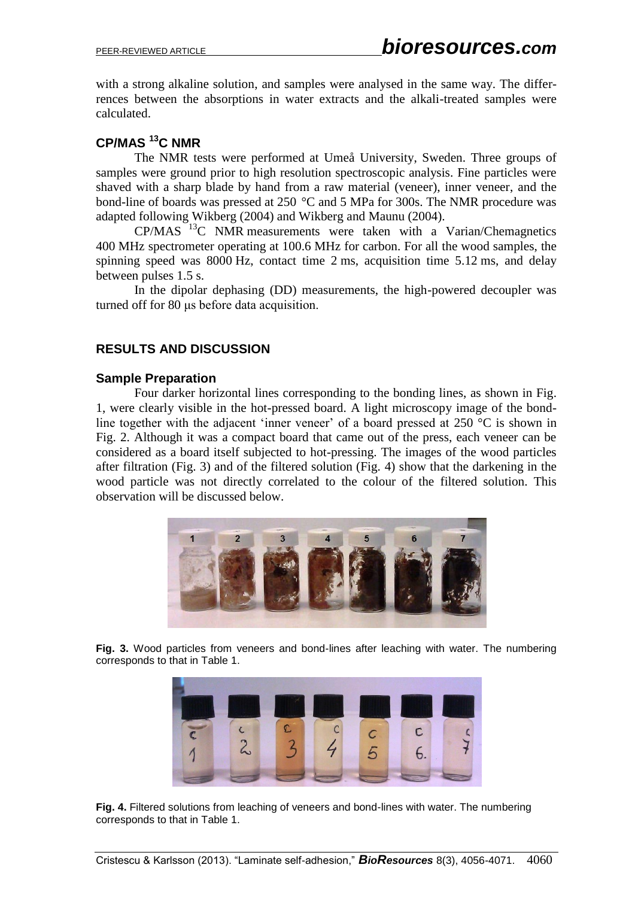with a strong alkaline solution, and samples were analysed in the same way. The differences between the absorptions in water extracts and the alkali-treated samples were calculated.

## CP/MAS $^{13}$C NMR

The NMR tests were performed at Umeå University, Sweden. Three groups of samples were ground prior to high resolution spectroscopic analysis. Fine particles were shaved with a sharp blade by hand from a raw material (veneer), inner veneer, and the bond-line of boards was pressed at 250 °C and 5 MPa for 300s. The NMR procedure was adapted following Wikberg (2004) and Wikberg and Maunu (2004).

CP/MAS $^{13}$C NMR measurements were taken with a Varian/Chemagnetics 400 MHz spectrometer operating at 100.6 MHz for carbon. For all the wood samples, the spinning speed was 8000 Hz, contact time 2 ms, acquisition time 5.12 ms, and delay between pulses 1.5 s.

In the dipolar dephasing (DD) measurements, the high-powered decoupler was turned off for 80 μs before data acquisition.

# RESULTS AND DISCUSSION

## Sample Preparation

Four darker horizontal lines corresponding to the bonding lines, as shown in Fig. 1, were clearly visible in the hot-pressed board. A light microscopy image of the bond-line together with the adjacent 'inner veneer' of a board pressed at 250 °C is shown in Fig. 2. Although it was a compact board that came out of the press, each veneer can be considered as a board itself subjected to hot-pressing. The images of the wood particles after filtration (Fig. 3) and of the filtered solution (Fig. 4) show that the darkening in the wood particle was not directly correlated to the colour of the filtered solution. This observation will be discussed below.

**Fig. 3.** Wood particles from veneers and bond-lines after leaching with water. The numbering corresponds to that in Table 1.

**Fig. 4.** Filtered solutions from leaching of veneers and bond-lines with water. The numbering corresponds to that in Table 1.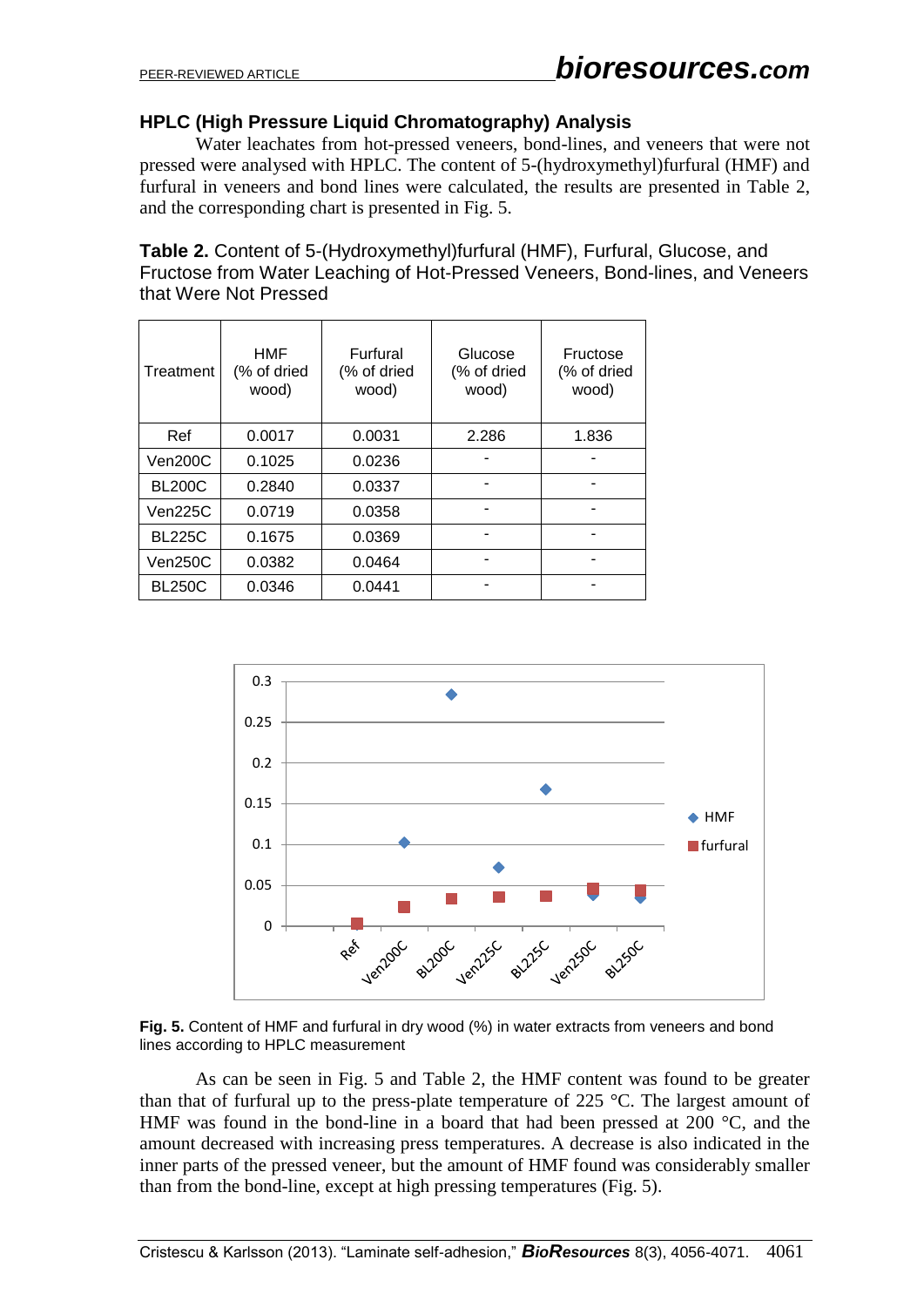### HPLC (High Pressure Liquid Chromatography) Analysis

Water leachates from hot-pressed veneers, bond-lines, and veneers that were not pressed were analysed with HPLC. The content of 5-(hydroxymethyl)furfural (HMF) and furfural in veneers and bond lines were calculated, the results are presented in Table 2, and the corresponding chart is presented in Fig. 5.

**Table 2.** Content of 5-(Hydroxymethyl)furfural (HMF), Furfural, Glucose, and Fructose from Water Leaching of Hot-Pressed Veneers, Bond-lines, and Veneers that Were Not Pressed

| Treatment | HMF (% of dried wood) | Furfural (% of dried wood) | Glucose (% of dried wood) | Fructose (% of dried wood) |
|---|---|---|---|---|
| Ref | 0.0017 | 0.0031 | 2.286 | 1.836 |
| Ven200C | 0.1025 | 0.0236 | - | - |
| BL200C | 0.2840 | 0.0337 | - | - |
| Ven225C | 0.0719 | 0.0358 | - | - |
| BL225C | 0.1675 | 0.0369 | - | - |
| Ven250C | 0.0382 | 0.0464 | - | - |
| BL250C | 0.0346 | 0.0441 | - | - |

**Fig. 5.** Content of HMF and furfural in dry wood (%) in water extracts from veneers and bond lines according to HPLC measurement

As can be seen in Fig. 5 and Table 2, the HMF content was found to be greater than that of furfural up to the press-plate temperature of 225 °C. The largest amount of HMF was found in the bond-line in a board that had been pressed at 200 °C, and the amount decreased with increasing press temperatures. A decrease is also indicated in the inner parts of the pressed veneer, but the amount of HMF found was considerably smaller than from the bond-line, except at high pressing temperatures (Fig. 5).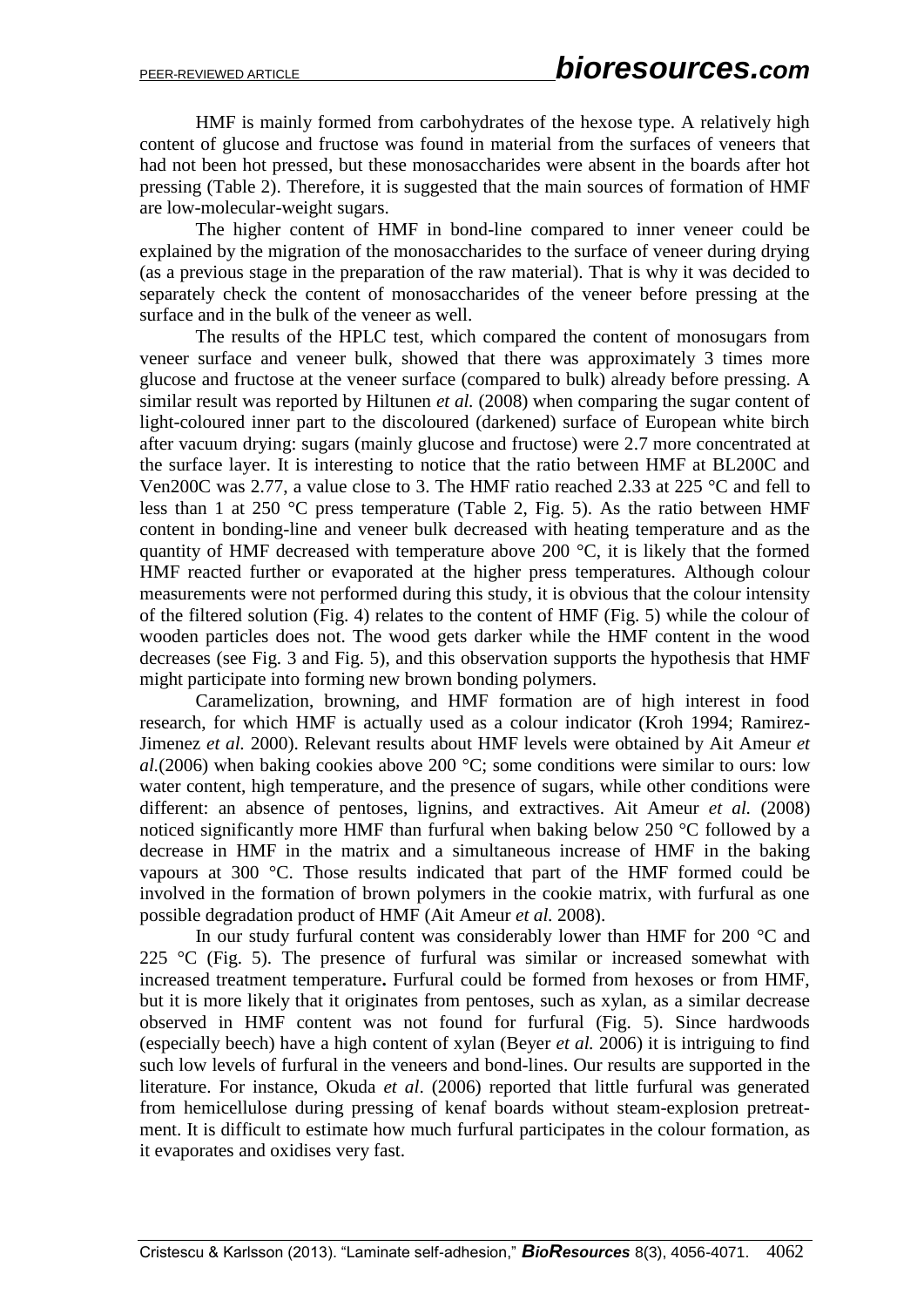HMF is mainly formed from carbohydrates of the hexose type. A relatively high content of glucose and fructose was found in material from the surfaces of veneers that had not been hot pressed, but these monosaccharides were absent in the boards after hot pressing (Table 2). Therefore, it is suggested that the main sources of formation of HMF are low-molecular-weight sugars.

The higher content of HMF in bond-line compared to inner veneer could be explained by the migration of the monosaccharides to the surface of veneer during drying (as a previous stage in the preparation of the raw material). That is why it was decided to separately check the content of monosaccharides of the veneer before pressing at the surface and in the bulk of the veneer as well.

The results of the HPLC test, which compared the content of monosugars from veneer surface and veneer bulk, showed that there was approximately 3 times more glucose and fructose at the veneer surface (compared to bulk) already before pressing. A similar result was reported by Hiltunen *et al.* (2008) when comparing the sugar content of light-coloured inner part to the discoloured (darkened) surface of European white birch after vacuum drying: sugars (mainly glucose and fructose) were 2.7 more concentrated at the surface layer. It is interesting to notice that the ratio between HMF at BL200C and Ven200C was 2.77, a value close to 3. The HMF ratio reached 2.33 at 225 °C and fell to less than 1 at 250 °C press temperature (Table 2, Fig. 5). As the ratio between HMF content in bonding-line and veneer bulk decreased with heating temperature and as the quantity of HMF decreased with temperature above 200 °C, it is likely that the formed HMF reacted further or evaporated at the higher press temperatures. Although colour measurements were not performed during this study, it is obvious that the colour intensity of the filtered solution (Fig. 4) relates to the content of HMF (Fig. 5) while the colour of wooden particles does not. The wood gets darker while the HMF content in the wood decreases (see Fig. 3 and Fig. 5), and this observation supports the hypothesis that HMF might participate into forming new brown bonding polymers.

Caramelization, browning, and HMF formation are of high interest in food research, for which HMF is actually used as a colour indicator (Kroh 1994; Ramirez-Jimenez *et al.* 2000). Relevant results about HMF levels were obtained by Ait Ameur *et al.*(2006) when baking cookies above 200 °C; some conditions were similar to ours: low water content, high temperature, and the presence of sugars, while other conditions were different: an absence of pentoses, lignins, and extractives. Ait Ameur *et al.* (2008) noticed significantly more HMF than furfural when baking below 250 °C followed by a decrease in HMF in the matrix and a simultaneous increase of HMF in the baking vapours at 300 °C. Those results indicated that part of the HMF formed could be involved in the formation of brown polymers in the cookie matrix, with furfural as one possible degradation product of HMF (Ait Ameur *et al.* 2008).

In our study furfural content was considerably lower than HMF for 200 °C and 225 °C (Fig. 5). The presence of furfural was similar or increased somewhat with increased treatment temperature**.** Furfural could be formed from hexoses or from HMF, but it is more likely that it originates from pentoses, such as xylan, as a similar decrease observed in HMF content was not found for furfural (Fig. 5). Since hardwoods (especially beech) have a high content of xylan (Beyer *et al.* 2006) it is intriguing to find such low levels of furfural in the veneers and bond-lines. Our results are supported in the literature. For instance, Okuda *et al*. (2006) reported that little furfural was generated from hemicellulose during pressing of kenaf boards without steam-explosion pretreatment. It is difficult to estimate how much furfural participates in the colour formation, as it evaporates and oxidises very fast.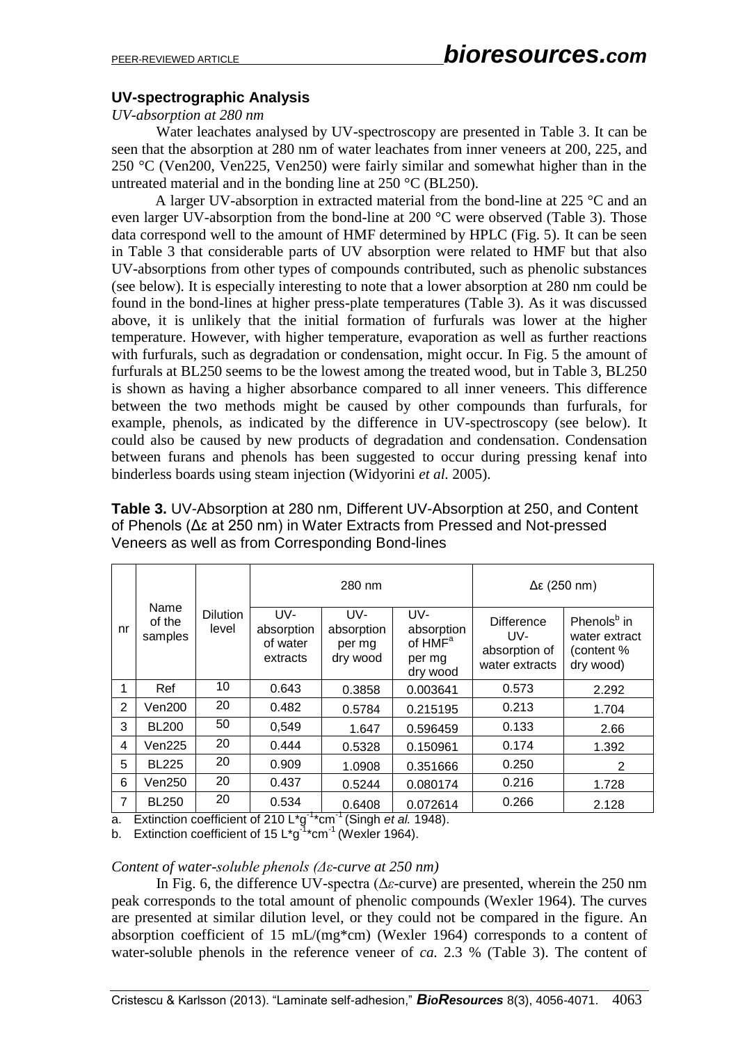## UV-spectrographic Analysis

*UV-absorption at 280 nm*

Water leachates analysed by UV-spectroscopy are presented in Table 3. It can be seen that the absorption at 280 nm of water leachates from inner veneers at 200, 225, and 250 °C (Ven200, Ven225, Ven250) were fairly similar and somewhat higher than in the untreated material and in the bonding line at 250 °C (BL250).

A larger UV-absorption in extracted material from the bond-line at 225 °C and an even larger UV-absorption from the bond-line at 200 °C were observed (Table 3). Those data correspond well to the amount of HMF determined by HPLC (Fig. 5). It can be seen in Table 3 that considerable parts of UV absorption were related to HMF but that also UV-absorptions from other types of compounds contributed, such as phenolic substances (see below). It is especially interesting to note that a lower absorption at 280 nm could be found in the bond-lines at higher press-plate temperatures (Table 3). As it was discussed above, it is unlikely that the initial formation of furfurals was lower at the higher temperature. However, with higher temperature, evaporation as well as further reactions with furfurals, such as degradation or condensation, might occur. In Fig. 5 the amount of furfurals at BL250 seems to be the lowest among the treated wood, but in Table 3, BL250 is shown as having a higher absorbance compared to all inner veneers. This difference between the two methods might be caused by other compounds than furfurals, for example, phenols, as indicated by the difference in UV-spectroscopy (see below). It could also be caused by new products of degradation and condensation. Condensation between furans and phenols has been suggested to occur during pressing kenaf into binderless boards using steam injection (Widyorini *et al.* 2005).

**Table 3.** UV-Absorption at 280 nm, Different UV-Absorption at 250, and Content of Phenols (Δε at 250 nm) in Water Extracts from Pressed and Not-pressed Veneers as well as from Corresponding Bond-lines

| nr | Name of the samples | Dilution level | 280 nm | | | Δε (250 nm) | |
|---|---|---|---|---|---|---|---|
| | | | UV-absorption of water extracts | UV-absorption per mg dry wood | UV-absorption of HMF[a] per mg dry wood | Difference UV-absorption of water extracts | Phenols[b] in water extract (content % dry wood) |
| 1 | Ref | 10 | 0.643 | 0.3858 | 0.003641 | 0.573 | 2.292 |
| 2 | Ven200 | 20 | 0.482 | 0.5784 | 0.215195 | 0.213 | 1.704 |
| 3 | BL200 | 50 | 0,549 | 1.647 | 0.596459 | 0.133 | 2.66 |
| 4 | Ven225 | 20 | 0.444 | 0.5328 | 0.150961 | 0.174 | 1.392 |
| 5 | BL225 | 20 | 0.909 | 1.0908 | 0.351666 | 0.250 | 2 |
| 6 | Ven250 | 20 | 0.437 | 0.5244 | 0.080174 | 0.216 | 1.728 |
| 7 | BL250 | 20 | 0.534 | 0.6408 | 0.072614 | 0.266 | 2.128 |

a. Extinction coefficient of 210 $L*g^{-1}*cm^{-1}$ (Singh *et al.* 1948).
b. Extinction coefficient of 15 $L*g^{-1}*cm^{-1}$ (Wexler 1964).

*Content of water-soluble phenols (Δε-curve at 250 nm)*

In Fig. 6, the difference UV-spectra (Δ*ε*-curve) are presented, wherein the 250 nm peak corresponds to the total amount of phenolic compounds (Wexler 1964). The curves are presented at similar dilution level, or they could not be compared in the figure. An absorption coefficient of 15 mL/(mg*cm) (Wexler 1964) corresponds to a content of water-soluble phenols in the reference veneer of *ca.* 2.3 % (Table 3). The content of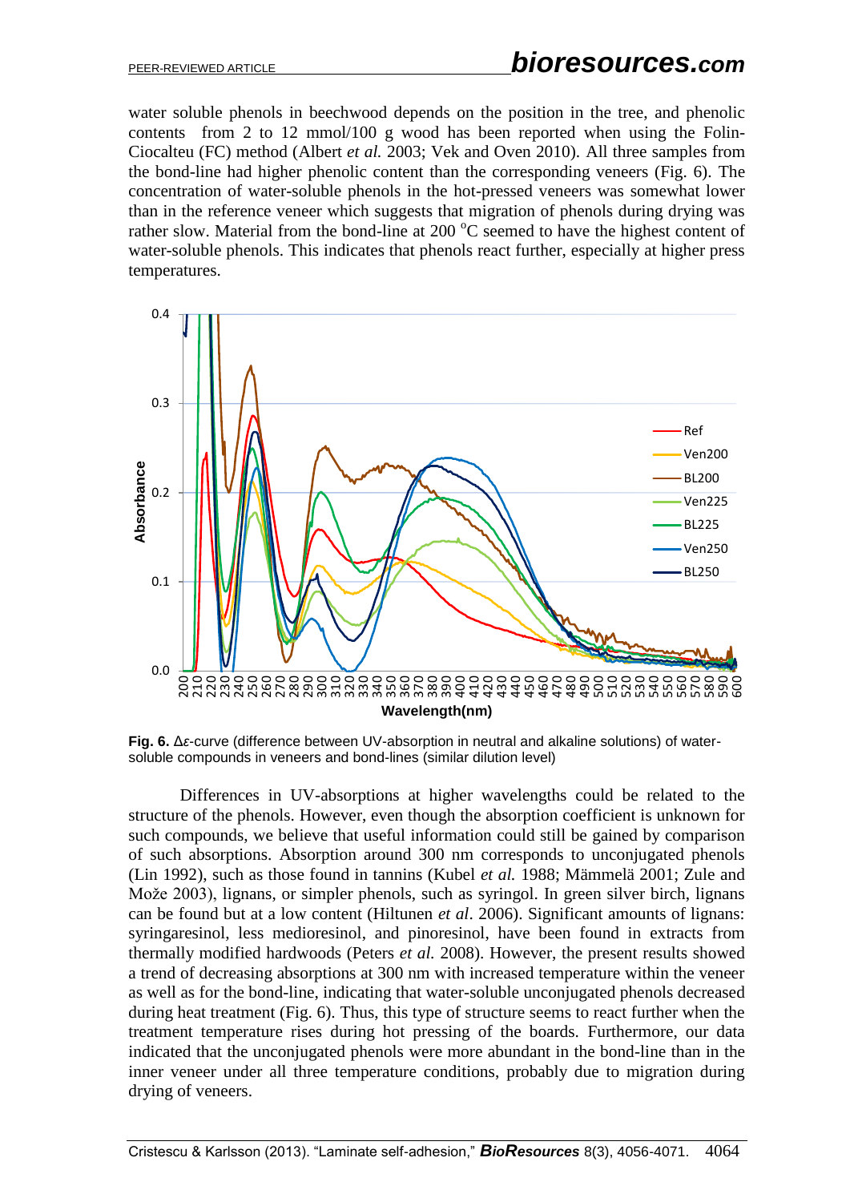water soluble phenols in beechwood depends on the position in the tree, and phenolic contents from 2 to 12 mmol/100 g wood has been reported when using the Folin-Ciocalteu (FC) method (Albert *et al.* 2003; Vek and Oven 2010). All three samples from the bond-line had higher phenolic content than the corresponding veneers (Fig. 6). The concentration of water-soluble phenols in the hot-pressed veneers was somewhat lower than in the reference veneer which suggests that migration of phenols during drying was rather slow. Material from the bond-line at 200 °C seemed to have the highest content of water-soluble phenols. This indicates that phenols react further, especially at higher press temperatures.

**Fig. 6.** Δε-curve (difference between UV-absorption in neutral and alkaline solutions) of water-soluble compounds in veneers and bond-lines (similar dilution level)

Differences in UV-absorptions at higher wavelengths could be related to the structure of the phenols. However, even though the absorption coefficient is unknown for such compounds, we believe that useful information could still be gained by comparison of such absorptions. Absorption around 300 nm corresponds to unconjugated phenols (Lin 1992), such as those found in tannins (Kubel *et al.* 1988; Mämmelä 2001; Zule and Može 2003), lignans, or simpler phenols, such as syringol. In green silver birch, lignans can be found but at a low content (Hiltunen *et al*. 2006). Significant amounts of lignans: syringaresinol, less medioresinol, and pinoresinol, have been found in extracts from thermally modified hardwoods (Peters *et al.* 2008). However, the present results showed a trend of decreasing absorptions at 300 nm with increased temperature within the veneer as well as for the bond-line, indicating that water-soluble unconjugated phenols decreased during heat treatment (Fig. 6). Thus, this type of structure seems to react further when the treatment temperature rises during hot pressing of the boards. Furthermore, our data indicated that the unconjugated phenols were more abundant in the bond-line than in the inner veneer under all three temperature conditions, probably due to migration during drying of veneers.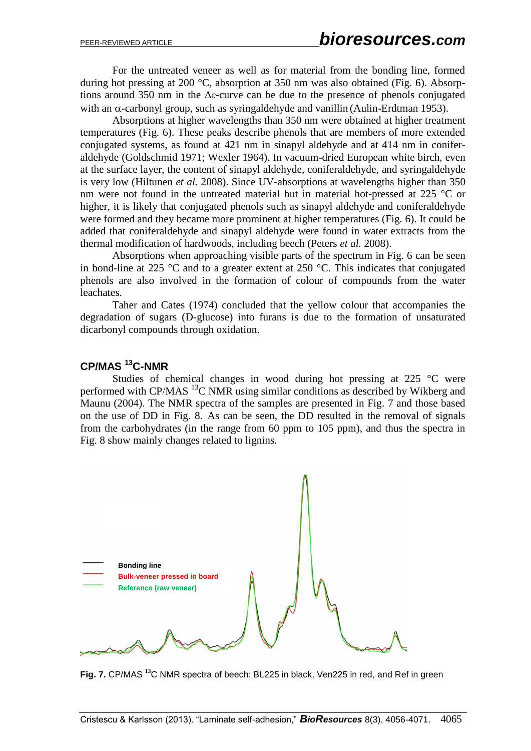For the untreated veneer as well as for material from the bonding line, formed during hot pressing at 200 °C, absorption at 350 nm was also obtained (Fig. 6). Absorptions around 350 nm in the $\Delta\varepsilon$-curve can be due to the presence of phenols conjugated with an $\alpha$-carbonyl group, such as syringaldehyde and vanillin (Aulin-Erdtman 1953).

Absorptions at higher wavelengths than 350 nm were obtained at higher treatment temperatures (Fig. 6). These peaks describe phenols that are members of more extended conjugated systems, as found at 421 nm in sinapyl aldehyde and at 414 nm in coniferaldehyde (Goldschmid 1971; Wexler 1964). In vacuum-dried European white birch, even at the surface layer, the content of sinapyl aldehyde, coniferaldehyde, and syringaldehyde is very low (Hiltunen *et al.* 2008). Since UV-absorptions at wavelengths higher than 350 nm were not found in the untreated material but in material hot-pressed at 225 °C or higher, it is likely that conjugated phenols such as sinapyl aldehyde and coniferaldehyde were formed and they became more prominent at higher temperatures (Fig. 6). It could be added that coniferaldehyde and sinapyl aldehyde were found in water extracts from the thermal modification of hardwoods, including beech (Peters *et al.* 2008).

Absorptions when approaching visible parts of the spectrum in Fig. 6 can be seen in bond-line at 225 °C and to a greater extent at 250 °C. This indicates that conjugated phenols are also involved in the formation of colour of compounds from the water leachates.

Taher and Cates (1974) concluded that the yellow colour that accompanies the degradation of sugars (D-glucose) into furans is due to the formation of unsaturated dicarbonyl compounds through oxidation.

## CP/MAS $^{13}$C-NMR

Studies of chemical changes in wood during hot pressing at 225 °C were performed with CP/MAS $^{13}$C NMR using similar conditions as described by Wikberg and Maunu (2004). The NMR spectra of the samples are presented in Fig. 7 and those based on the use of DD in Fig. 8. As can be seen, the DD resulted in the removal of signals from the carbohydrates (in the range from 60 ppm to 105 ppm), and thus the spectra in Fig. 8 show mainly changes related to lignins.

**Fig. 7.** CP/MAS $^{13}$C NMR spectra of beech: BL225 in black, Ven225 in red, and Ref in green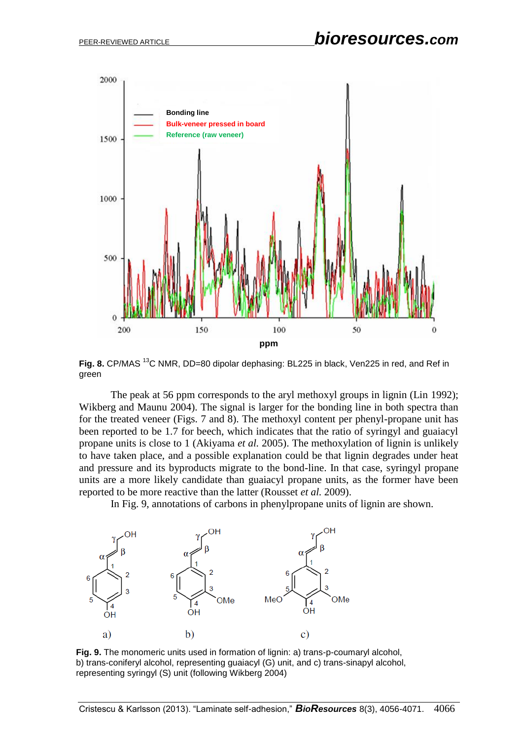**Fig. 8.** CP/MAS $^{13}$C NMR, DD=80 dipolar dephasing: BL225 in black, Ven225 in red, and Ref in green

The peak at 56 ppm corresponds to the aryl methoxyl groups in lignin (Lin 1992); Wikberg and Maunu 2004). The signal is larger for the bonding line in both spectra than for the treated veneer (Figs. 7 and 8). The methoxyl content per phenyl-propane unit has been reported to be 1.7 for beech, which indicates that the ratio of syringyl and guaiacyl propane units is close to 1 (Akiyama *et al.* 2005). The methoxylation of lignin is unlikely to have taken place, and a possible explanation could be that lignin degrades under heat and pressure and its byproducts migrate to the bond-line. In that case, syringyl propane units are a more likely candidate than guaiacyl propane units, as the former have been reported to be more reactive than the latter (Rousset *et al.* 2009).

In Fig. 9, annotations of carbons in phenylpropane units of lignin are shown.

**Fig. 9.** The monomeric units used in formation of lignin: a) trans-p-coumaryl alcohol, b) trans-coniferyl alcohol, representing guaiacyl (G) unit, and c) trans-sinapyl alcohol, representing syringyl (S) unit (following Wikberg 2004)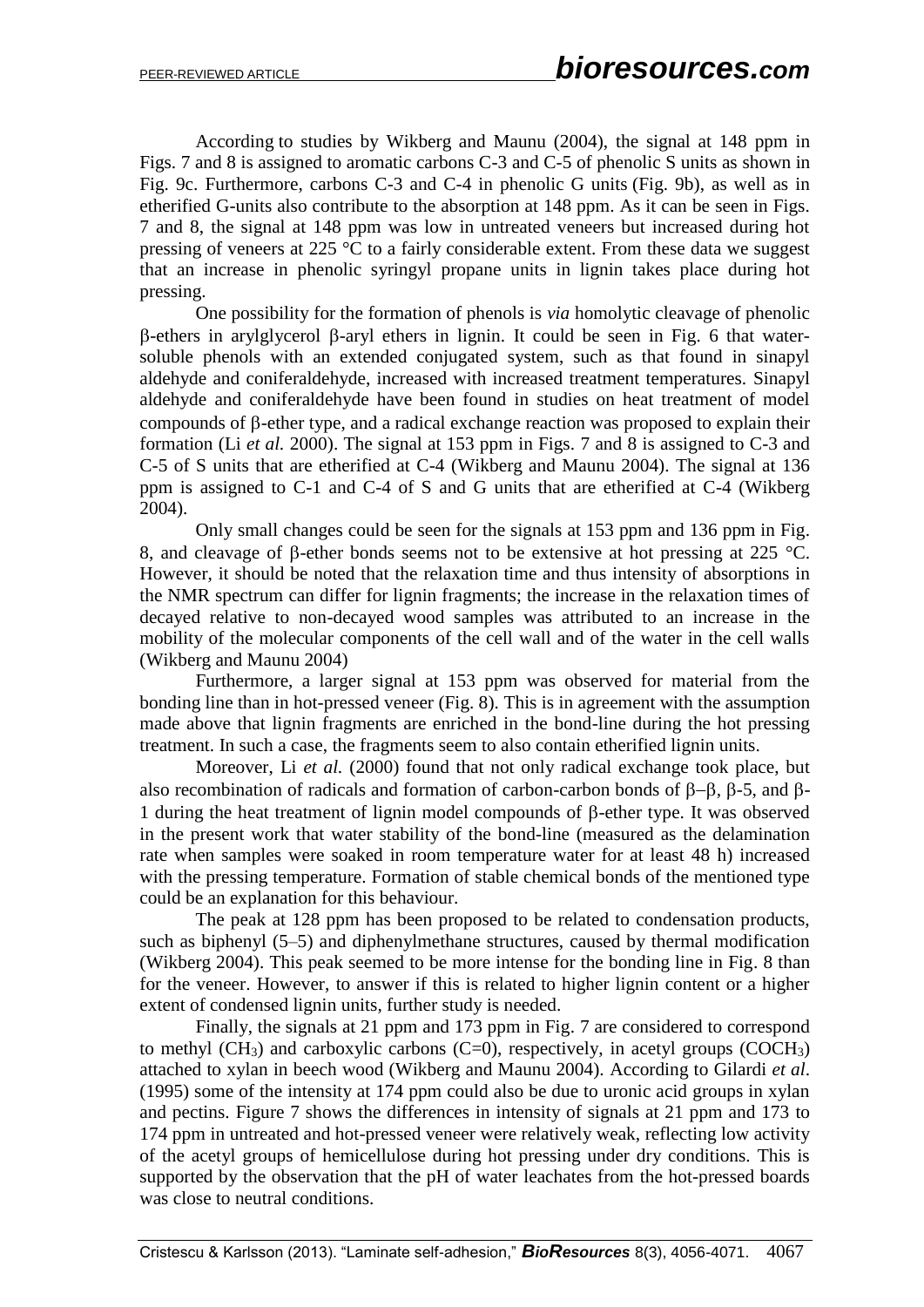According to studies by Wikberg and Maunu (2004), the signal at 148 ppm in Figs. 7 and 8 is assigned to aromatic carbons C-3 and C-5 of phenolic S units as shown in Fig. 9c. Furthermore, carbons C-3 and C-4 in phenolic G units (Fig. 9b), as well as in etherified G-units also contribute to the absorption at 148 ppm. As it can be seen in Figs. 7 and 8, the signal at 148 ppm was low in untreated veneers but increased during hot pressing of veneers at 225 °C to a fairly considerable extent. From these data we suggest that an increase in phenolic syringyl propane units in lignin takes place during hot pressing.

One possibility for the formation of phenols is *via* homolytic cleavage of phenolic β-ethers in arylglycerol β-aryl ethers in lignin. It could be seen in Fig. 6 that water-soluble phenols with an extended conjugated system, such as that found in sinapyl aldehyde and coniferaldehyde, increased with increased treatment temperatures. Sinapyl aldehyde and coniferaldehyde have been found in studies on heat treatment of model compounds of β-ether type, and a radical exchange reaction was proposed to explain their formation (Li *et al.* 2000). The signal at 153 ppm in Figs. 7 and 8 is assigned to C-3 and C-5 of S units that are etherified at C-4 (Wikberg and Maunu 2004). The signal at 136 ppm is assigned to C-1 and C-4 of S and G units that are etherified at C-4 (Wikberg 2004).

Only small changes could be seen for the signals at 153 ppm and 136 ppm in Fig. 8, and cleavage of β-ether bonds seems not to be extensive at hot pressing at 225 °C. However, it should be noted that the relaxation time and thus intensity of absorptions in the NMR spectrum can differ for lignin fragments; the increase in the relaxation times of decayed relative to non-decayed wood samples was attributed to an increase in the mobility of the molecular components of the cell wall and of the water in the cell walls (Wikberg and Maunu 2004)

Furthermore, a larger signal at 153 ppm was observed for material from the bonding line than in hot-pressed veneer (Fig. 8). This is in agreement with the assumption made above that lignin fragments are enriched in the bond-line during the hot pressing treatment. In such a case, the fragments seem to also contain etherified lignin units.

Moreover, Li *et al.* (2000) found that not only radical exchange took place, but also recombination of radicals and formation of carbon-carbon bonds of β–β, β-5, and β-1 during the heat treatment of lignin model compounds of β-ether type. It was observed in the present work that water stability of the bond-line (measured as the delamination rate when samples were soaked in room temperature water for at least 48 h) increased with the pressing temperature. Formation of stable chemical bonds of the mentioned type could be an explanation for this behaviour.

The peak at 128 ppm has been proposed to be related to condensation products, such as biphenyl (5–5) and diphenylmethane structures, caused by thermal modification (Wikberg 2004). This peak seemed to be more intense for the bonding line in Fig. 8 than for the veneer. However, to answer if this is related to higher lignin content or a higher extent of condensed lignin units, further study is needed.

Finally, the signals at 21 ppm and 173 ppm in Fig. 7 are considered to correspond to methyl ($CH_3$) and carboxylic carbons (C=0), respectively, in acetyl groups ($COCH_3$) attached to xylan in beech wood (Wikberg and Maunu 2004). According to Gilardi *et al*. (1995) some of the intensity at 174 ppm could also be due to uronic acid groups in xylan and pectins. Figure 7 shows the differences in intensity of signals at 21 ppm and 173 to 174 ppm in untreated and hot-pressed veneer were relatively weak, reflecting low activity of the acetyl groups of hemicellulose during hot pressing under dry conditions. This is supported by the observation that the pH of water leachates from the hot-pressed boards was close to neutral conditions.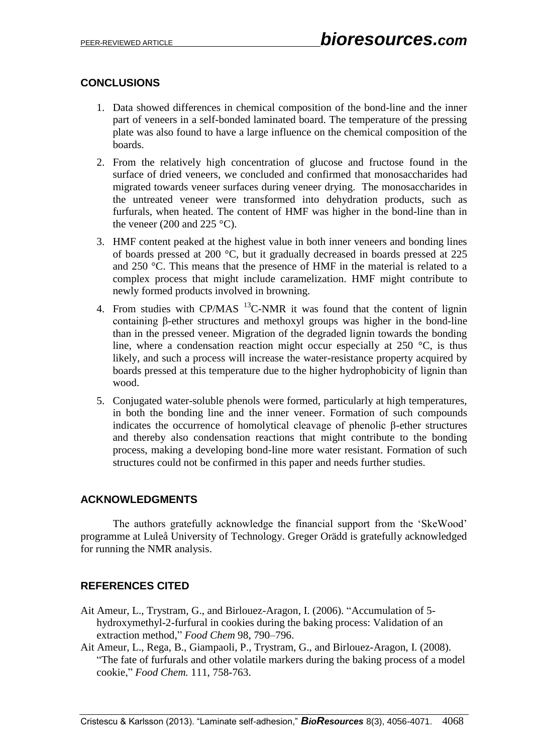## CONCLUSIONS

1. Data showed differences in chemical composition of the bond-line and the inner part of veneers in a self-bonded laminated board. The temperature of the pressing plate was also found to have a large influence on the chemical composition of the boards.
2. From the relatively high concentration of glucose and fructose found in the surface of dried veneers, we concluded and confirmed that monosaccharides had migrated towards veneer surfaces during veneer drying. The monosaccharides in the untreated veneer were transformed into dehydration products, such as furfurals, when heated. The content of HMF was higher in the bond-line than in the veneer (200 and 225 °C).
3. HMF content peaked at the highest value in both inner veneers and bonding lines of boards pressed at 200 °C, but it gradually decreased in boards pressed at 225 and 250 °C. This means that the presence of HMF in the material is related to a complex process that might include caramelization. HMF might contribute to newly formed products involved in browning.
4. From studies with CP/MAS $^{13}$C-NMR it was found that the content of lignin containing β-ether structures and methoxyl groups was higher in the bond-line than in the pressed veneer. Migration of the degraded lignin towards the bonding line, where a condensation reaction might occur especially at 250 °C, is thus likely, and such a process will increase the water-resistance property acquired by boards pressed at this temperature due to the higher hydrophobicity of lignin than wood.
5. Conjugated water-soluble phenols were formed, particularly at high temperatures, in both the bonding line and the inner veneer. Formation of such compounds indicates the occurrence of homolytical cleavage of phenolic β-ether structures and thereby also condensation reactions that might contribute to the bonding process, making a developing bond-line more water resistant. Formation of such structures could not be confirmed in this paper and needs further studies.

## ACKNOWLEDGMENTS

The authors gratefully acknowledge the financial support from the 'SkeWood' programme at Luleå University of Technology. Greger Orädd is gratefully acknowledged for running the NMR analysis.

## REFERENCES CITED

Ait Ameur, L., Trystram, G., and Birlouez-Aragon, I. (2006). "Accumulation of 5-hydroxymethyl-2-furfural in cookies during the baking process: Validation of an extraction method," *Food Chem* 98, 790–796.

Ait Ameur, L., Rega, B., Giampaoli, P., Trystram, G., and Birlouez-Aragon, I. (2008). "The fate of furfurals and other volatile markers during the baking process of a model cookie," *Food Chem.* 111, 758-763.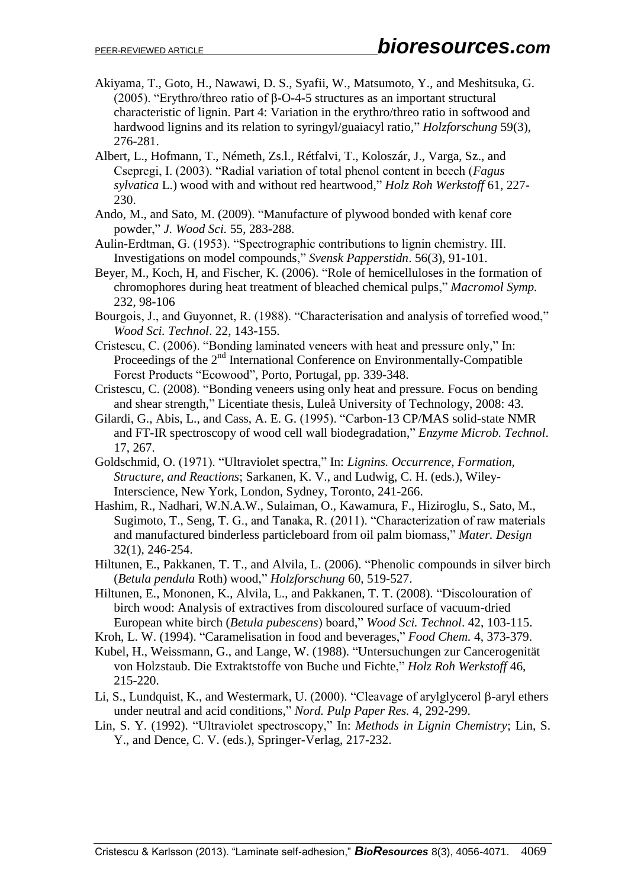Akiyama, T., Goto, H., Nawawi, D. S., Syafii, W., Matsumoto, Y., and Meshitsuka, G. (2005). "Erythro/threo ratio of β-O-4-5 structures as an important structural characteristic of lignin. Part 4: Variation in the erythro/threo ratio in softwood and hardwood lignins and its relation to syringyl/guaiacyl ratio," *Holzforschung* 59(3), 276-281.

Albert, L., Hofmann, T., Németh, Zs.l., Rétfalvi, T., Koloszár, J., Varga, Sz., and Csepregi, I. (2003). "Radial variation of total phenol content in beech (*Fagus sylvatica* L.) wood with and without red heartwood," *Holz Roh Werkstoff* 61, 227-230.

Ando, M., and Sato, M. (2009). "Manufacture of plywood bonded with kenaf core powder," *J. Wood Sci.* 55, 283-288.

Aulin-Erdtman, G. (1953). "Spectrographic contributions to lignin chemistry. III. Investigations on model compounds," *Svensk Papperstidn*. 56(3), 91-101.

Beyer, M., Koch, H, and Fischer, K. (2006). "Role of hemicelluloses in the formation of chromophores during heat treatment of bleached chemical pulps," *Macromol Symp.* 232, 98-106

Bourgois, J., and Guyonnet, R. (1988). "Characterisation and analysis of torrefied wood," *Wood Sci. Technol*. 22, 143-155.

Cristescu, C. (2006). "Bonding laminated veneers with heat and pressure only," In: Proceedings of the 2nd International Conference on Environmentally-Compatible Forest Products "Ecowood", Porto, Portugal, pp. 339-348.

Cristescu, C. (2008). "Bonding veneers using only heat and pressure. Focus on bending and shear strength," Licentiate thesis, Luleå University of Technology, 2008: 43.

Gilardi, G., Abis, L., and Cass, A. E. G. (1995). "Carbon-13 CP/MAS solid-state NMR and FT-IR spectroscopy of wood cell wall biodegradation," *Enzyme Microb. Technol*. 17, 267.

Goldschmid, O. (1971). "Ultraviolet spectra," In: *Lignins. Occurrence, Formation, Structure, and Reactions*; Sarkanen, K. V., and Ludwig, C. H. (eds.), Wiley-Interscience, New York, London, Sydney, Toronto, 241-266.

Hashim, R., Nadhari, W.N.A.W., Sulaiman, O., Kawamura, F., Hiziroglu, S., Sato, M., Sugimoto, T., Seng, T. G., and Tanaka, R. (2011). "Characterization of raw materials and manufactured binderless particleboard from oil palm biomass," *Mater. Design* 32(1), 246-254.

Hiltunen, E., Pakkanen, T. T., and Alvila, L. (2006). "Phenolic compounds in silver birch (*Betula pendula* Roth) wood," *Holzforschung* 60, 519-527.

Hiltunen, E., Mononen, K., Alvila, L., and Pakkanen, T. T. (2008). "Discolouration of birch wood: Analysis of extractives from discoloured surface of vacuum-dried European white birch (*Betula pubescens*) board," *Wood Sci. Technol*. 42, 103-115.

Kroh, L. W. (1994). "Caramelisation in food and beverages," *Food Chem.* 4, 373-379.

Kubel, H., Weissmann, G., and Lange, W. (1988). "Untersuchungen zur Cancerogenität von Holzstaub. Die Extraktstoffe von Buche und Fichte," *Holz Roh Werkstoff* 46, 215-220.

Li, S., Lundquist, K., and Westermark, U. (2000). "Cleavage of arylglycerol β-aryl ethers under neutral and acid conditions," *Nord. Pulp Paper Res.* 4, 292-299.

Lin, S. Y. (1992). "Ultraviolet spectroscopy," In: *Methods in Lignin Chemistry*; Lin, S. Y., and Dence, C. V. (eds.), Springer-Verlag, 217-232.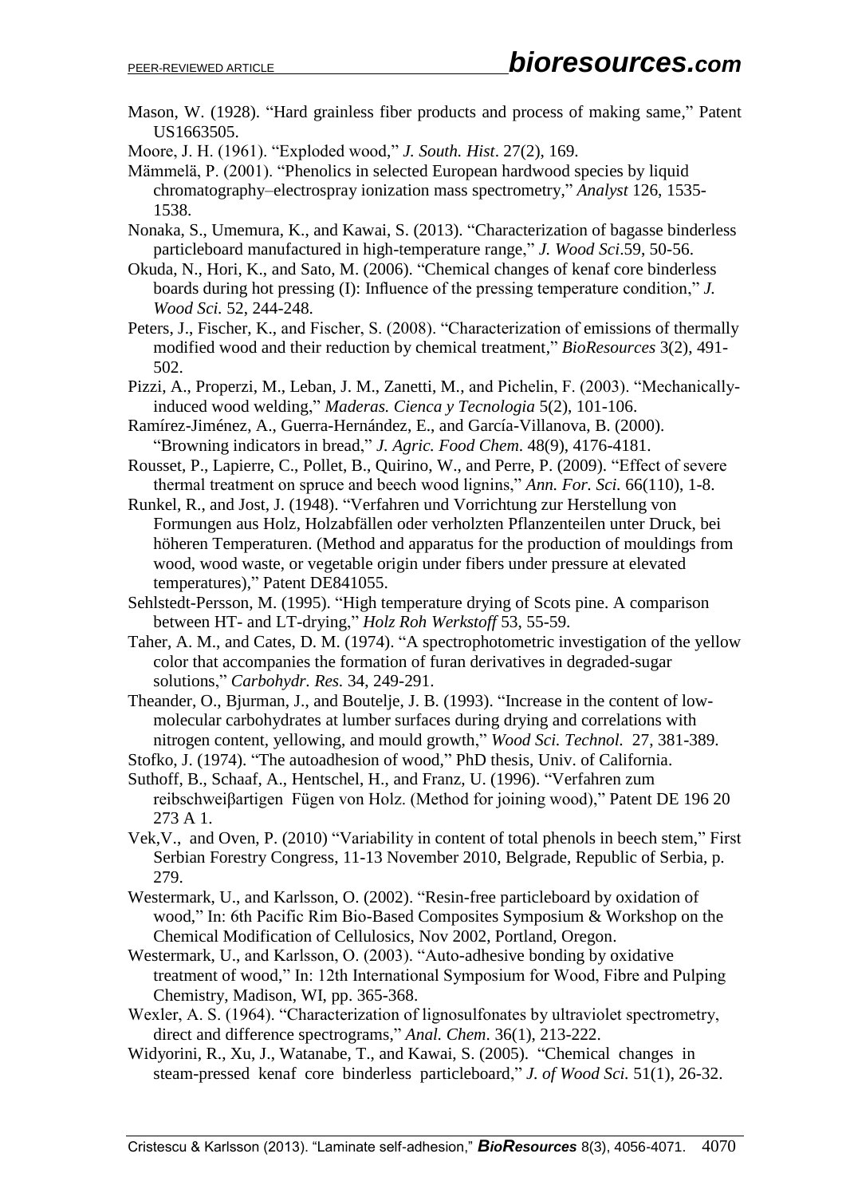Mason, W. (1928). "Hard grainless fiber products and process of making same," Patent US1663505.

Moore, J. H. (1961). "Exploded wood," *J. South. Hist*. 27(2), 169.

Mämmelä, P. (2001). "Phenolics in selected European hardwood species by liquid chromatography–electrospray ionization mass spectrometry," *Analyst* 126, 1535-1538.

Nonaka, S., Umemura, K., and Kawai, S. (2013). "Characterization of bagasse binderless particleboard manufactured in high-temperature range," *J. Wood Sci*.59, 50-56.

Okuda, N., Hori, K., and Sato, M. (2006). "Chemical changes of kenaf core binderless boards during hot pressing (I): Influence of the pressing temperature condition," *J. Wood Sci.* 52, 244-248.

Peters, J., Fischer, K., and Fischer, S. (2008). "Characterization of emissions of thermally modified wood and their reduction by chemical treatment," *BioResources* 3(2), 491-502.

Pizzi, A., Properzi, M., Leban, J. M., Zanetti, M., and Pichelin, F. (2003). "Mechanically-induced wood welding," *Maderas. Cienca y Tecnologia* 5(2), 101-106.

Ramírez-Jiménez, A., Guerra-Hernández, E., and García-Villanova, B. (2000). "Browning indicators in bread," *J. Agric. Food Chem*. 48(9), 4176-4181.

Rousset, P., Lapierre, C., Pollet, B., Quirino, W., and Perre, P. (2009). "Effect of severe thermal treatment on spruce and beech wood lignins," *Ann. For. Sci.* 66(110), 1-8.

Runkel, R., and Jost, J. (1948). "Verfahren und Vorrichtung zur Herstellung von Formungen aus Holz, Holzabfällen oder verholzten Pflanzenteilen unter Druck, bei höheren Temperaturen. (Method and apparatus for the production of mouldings from wood, wood waste, or vegetable origin under fibers under pressure at elevated temperatures)," Patent DE841055.

Sehlstedt-Persson, M. (1995). "High temperature drying of Scots pine. A comparison between HT- and LT-drying," *Holz Roh Werkstoff* 53, 55-59.

Taher, A. M., and Cates, D. M. (1974). "A spectrophotometric investigation of the yellow color that accompanies the formation of furan derivatives in degraded-sugar solutions," *Carbohydr. Res.* 34, 249-291.

Theander, O., Bjurman, J., and Boutelje, J. B. (1993). "Increase in the content of low-molecular carbohydrates at lumber surfaces during drying and correlations with nitrogen content, yellowing, and mould growth," *Wood Sci. Technol.* 27, 381-389.

Stofko, J. (1974). "The autoadhesion of wood," PhD thesis, Univ. of California.

Suthoff, B., Schaaf, A., Hentschel, H., and Franz, U. (1996). "Verfahren zum reibschweiβartigen Fügen von Holz. (Method for joining wood)," Patent DE 196 20 273 A 1.

Vek,V., and Oven, P. (2010) "Variability in content of total phenols in beech stem," First Serbian Forestry Congress, 11-13 November 2010, Belgrade, Republic of Serbia, p. 279.

Westermark, U., and Karlsson, O. (2002). "Resin-free particleboard by oxidation of wood," In: 6th Pacific Rim Bio-Based Composites Symposium & Workshop on the Chemical Modification of Cellulosics, Nov 2002, Portland, Oregon.

Westermark, U., and Karlsson, O. (2003). "Auto-adhesive bonding by oxidative treatment of wood," In: 12th International Symposium for Wood, Fibre and Pulping Chemistry, Madison, WI, pp. 365-368.

Wexler, A. S. (1964). "Characterization of lignosulfonates by ultraviolet spectrometry, direct and difference spectrograms," *Anal. Chem*. 36(1), 213-222.

Widyorini, R., Xu, J., Watanabe, T., and Kawai, S. (2005). "Chemical changes in steam-pressed kenaf core binderless particleboard," *J. of Wood Sci.* 51(1), 26-32.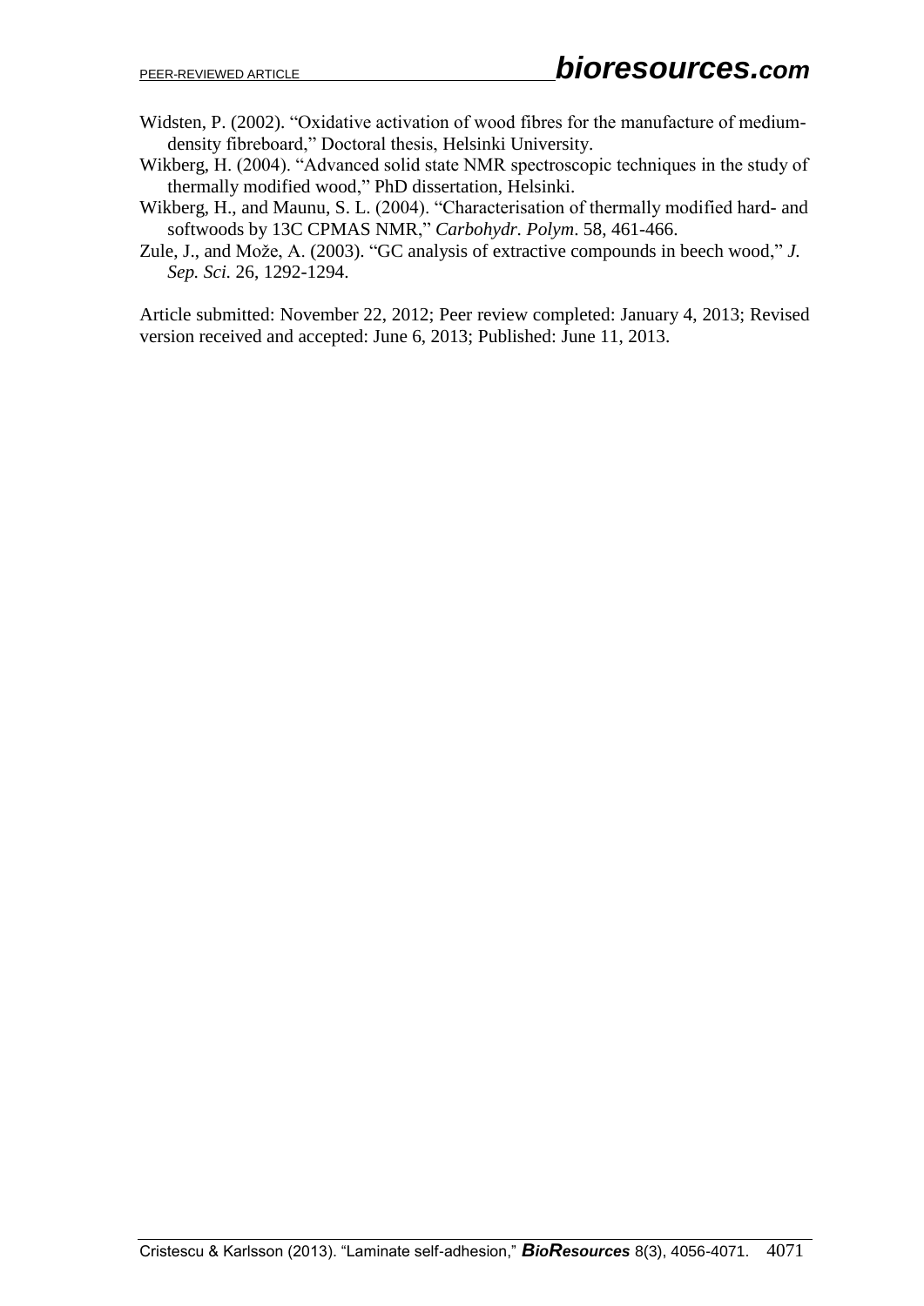Widsten, P. (2002). "Oxidative activation of wood fibres for the manufacture of medium-density fibreboard," Doctoral thesis, Helsinki University.

Wikberg, H. (2004). "Advanced solid state NMR spectroscopic techniques in the study of thermally modified wood," PhD dissertation, Helsinki.

Wikberg, H., and Maunu, S. L. (2004). "Characterisation of thermally modified hard- and softwoods by 13C CPMAS NMR," *Carbohydr. Polym*. 58, 461-466.

Zule, J., and Može, A. (2003). "GC analysis of extractive compounds in beech wood," *J. Sep. Sci.* 26, 1292-1294.

Article submitted: November 22, 2012; Peer review completed: January 4, 2013; Revised version received and accepted: June 6, 2013; Published: June 11, 2013.